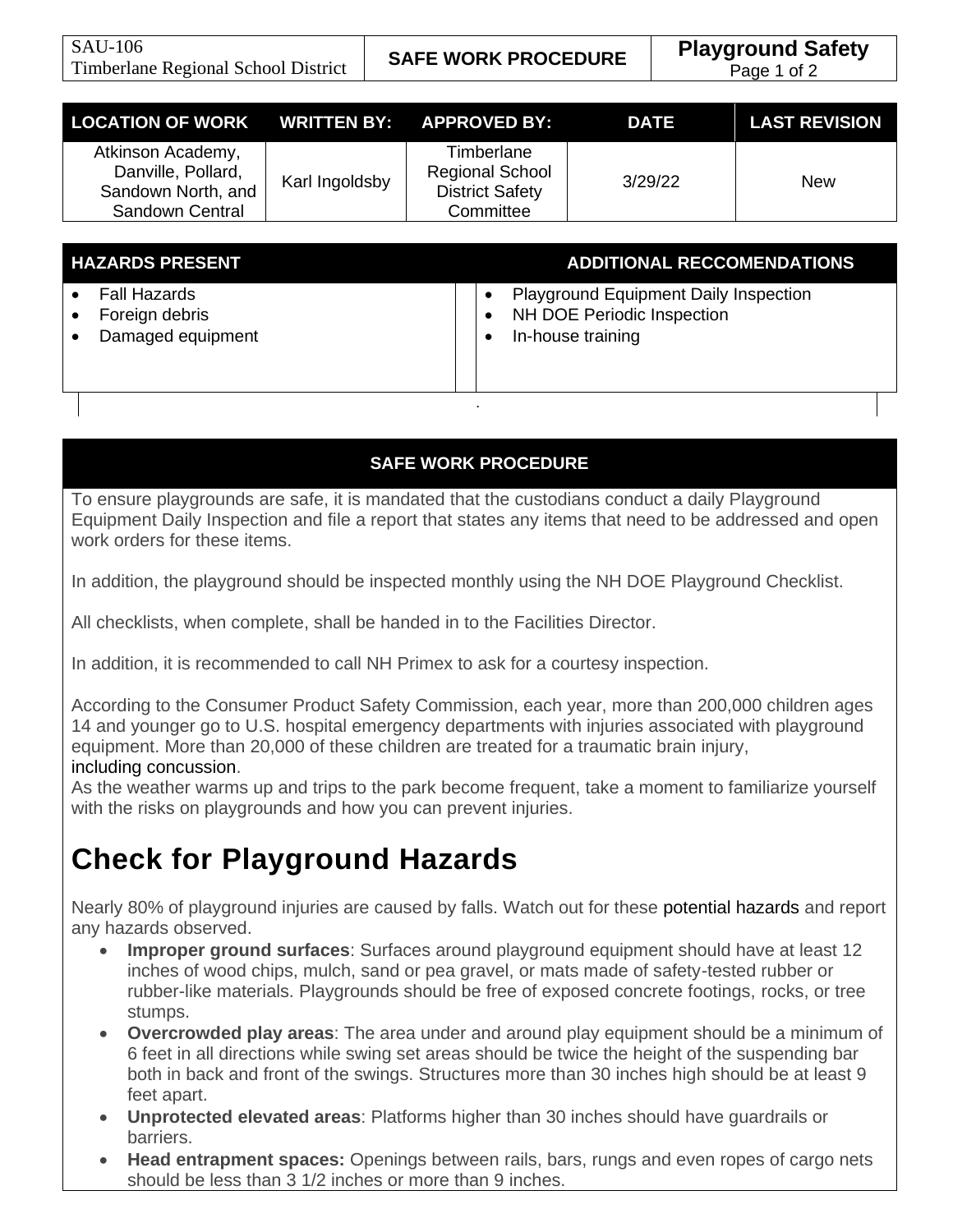| SAU-106 Timberlane Regional School District | SAFE WORK PROCEDURE | **Playground Safety** |
|---|---|---|

| LOCATION OF WORK | WRITTEN BY: | APPROVED BY: | DATE | LAST REVISION |
|---|---|---|---|---|
| Atkinson Academy, Danville, Pollard, Sandown North, and Sandown Central | Karl Ingoldsby | Timberlane Regional School District Safety Committee | 3/29/22 | New |

| HAZARDS PRESENT | ADDITIONAL RECCOMENDATIONS |
|---|---|
| • Fall Hazards<br>• Foreign debris<br>• Damaged equipment | • Playground Equipment Daily Inspection<br>• NH DOE Periodic Inspection<br>• In-house training |

## SAFE WORK PROCEDURE

To ensure playgrounds are safe, it is mandated that the custodians conduct a daily Playground Equipment Daily Inspection and file a report that states any items that need to be addressed and open work orders for these items.

In addition, the playground should be inspected monthly using the NH DOE Playground Checklist.

All checklists, when complete, shall be handed in to the Facilities Director.

In addition, it is recommended to call NH Primex to ask for a courtesy inspection.

According to the Consumer Product Safety Commission, each year, more than 200,000 children ages 14 and younger go to U.S. hospital emergency departments with injuries associated with playground equipment. More than 20,000 of these children are treated for a traumatic brain injury, including concussion.
As the weather warms up and trips to the park become frequent, take a moment to familiarize yourself with the risks on playgrounds and how you can prevent injuries.

# Check for Playground Hazards

Nearly 80% of playground injuries are caused by falls. Watch out for these potential hazards and report any hazards observed.

- **Improper ground surfaces**: Surfaces around playground equipment should have at least 12 inches of wood chips, mulch, sand or pea gravel, or mats made of safety-tested rubber or rubber-like materials. Playgrounds should be free of exposed concrete footings, rocks, or tree stumps.
- **Overcrowded play areas**: The area under and around play equipment should be a minimum of 6 feet in all directions while swing set areas should be twice the height of the suspending bar both in back and front of the swings. Structures more than 30 inches high should be at least 9 feet apart.
- **Unprotected elevated areas**: Platforms higher than 30 inches should have guardrails or barriers.
- **Head entrapment spaces:** Openings between rails, bars, rungs and even ropes of cargo nets should be less than 3 1/2 inches or more than 9 inches.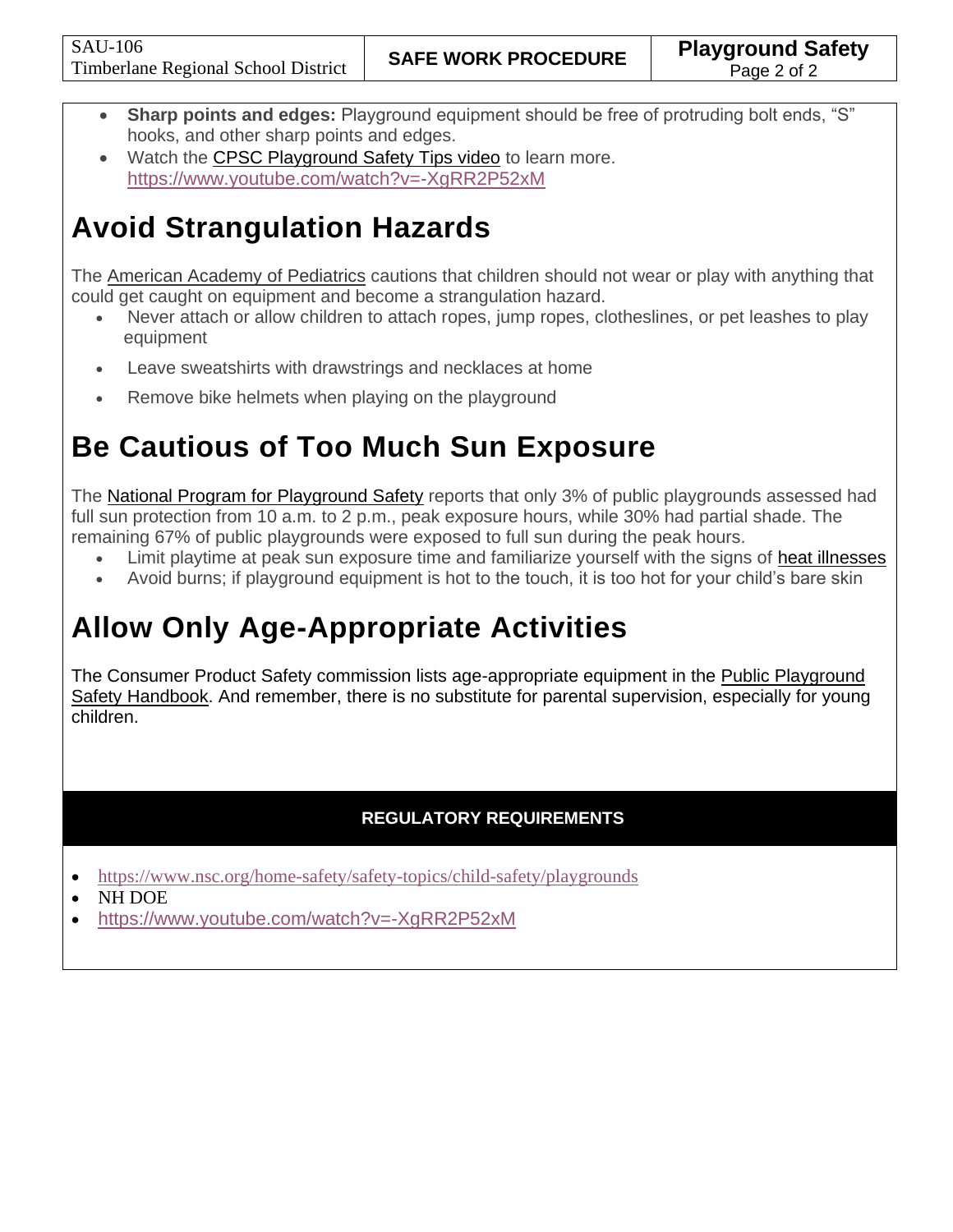- **Sharp points and edges:** Playground equipment should be free of protruding bolt ends, "S" hooks, and other sharp points and edges.
- Watch the CPSC Playground Safety Tips video to learn more. https://www.youtube.com/watch?v=-XgRR2P52xM

# Avoid Strangulation Hazards

The American Academy of Pediatrics cautions that children should not wear or play with anything that could get caught on equipment and become a strangulation hazard.

- Never attach or allow children to attach ropes, jump ropes, clotheslines, or pet leashes to play equipment
- Leave sweatshirts with drawstrings and necklaces at home
- Remove bike helmets when playing on the playground

# Be Cautious of Too Much Sun Exposure

The National Program for Playground Safety reports that only 3% of public playgrounds assessed had full sun protection from 10 a.m. to 2 p.m., peak exposure hours, while 30% had partial shade. The remaining 67% of public playgrounds were exposed to full sun during the peak hours.

- Limit playtime at peak sun exposure time and familiarize yourself with the signs of heat illnesses
- Avoid burns; if playground equipment is hot to the touch, it is too hot for your child's bare skin

# Allow Only Age-Appropriate Activities

The Consumer Product Safety commission lists age-appropriate equipment in the Public Playground Safety Handbook. And remember, there is no substitute for parental supervision, especially for young children.

## REGULATORY REQUIREMENTS

- https://www.nsc.org/home-safety/safety-topics/child-safety/playgrounds
- NH DOE
- https://www.youtube.com/watch?v=-XgRR2P52xM